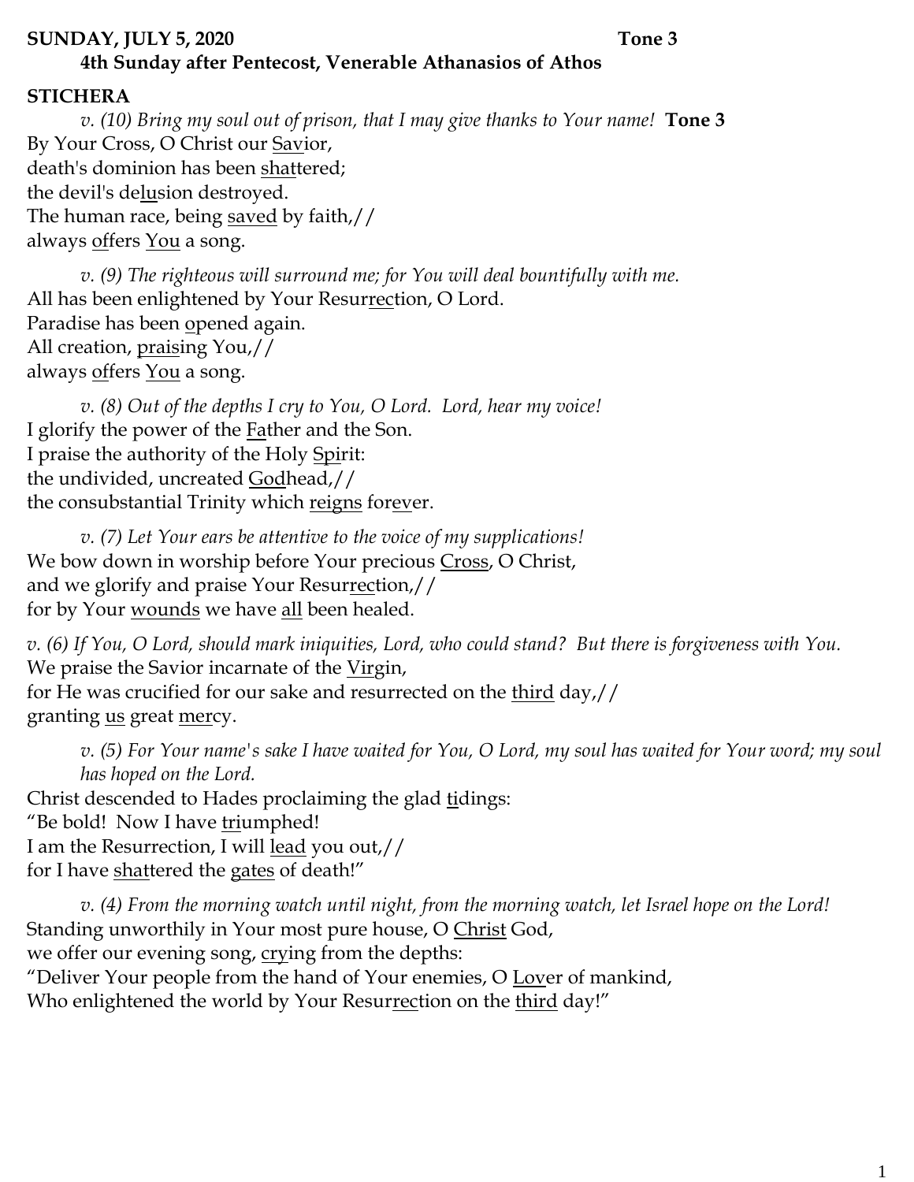**SUNDAY, JULY 5, 2020** **Tone 3**

**4th Sunday after Pentecost, Venerable Athanasios of Athos**

**STICHERA**

*v. (10) Bring my soul out of prison, that I may give thanks to Your name!* **Tone 3**

By Your Cross, O Christ our <u>Sav</u>ior,
death's dominion has been <u>shat</u>tered;
the devil's de<u>lu</u>sion destroyed.
The human race, being <u>saved</u> by faith,//
always <u>of</u>fers <u>You</u> a song.

*v. (9) The righteous will surround me; for You will deal bountifully with me.*

All has been enlightened by Your Resur<u>rec</u>tion, O Lord.
Paradise has been <u>o</u>pened again.
All creation, <u>prais</u>ing You,//
always <u>of</u>fers <u>You</u> a song.

*v. (8) Out of the depths I cry to You, O Lord. Lord, hear my voice!*

I glorify the power of the <u>Fa</u>ther and the Son.
I praise the authority of the Holy <u>Spi</u>rit:
the undivided, uncreated <u>God</u>head,//
the consubstantial Trinity which <u>reigns</u> for<u>ev</u>er.

*v. (7) Let Your ears be attentive to the voice of my supplications!*

We bow down in worship before Your precious <u>Cross</u>, O Christ,
and we glorify and praise Your Resur<u>rec</u>tion,//
for by Your <u>wounds</u> we have <u>all</u> been healed.

*v. (6) If You, O Lord, should mark iniquities, Lord, who could stand? But there is forgiveness with You.*

We praise the Savior incarnate of the <u>Vir</u>gin,
for He was crucified for our sake and resurrected on the <u>third</u> day,//
granting <u>us</u> great <u>mer</u>cy.

*v. (5) For Your name's sake I have waited for You, O Lord, my soul has waited for Your word; my soul has hoped on the Lord.*

Christ descended to Hades proclaiming the glad <u>ti</u>dings:
"Be bold! Now I have <u>tri</u>umphed!
I am the Resurrection, I will <u>lead</u> you out,//
for I have <u>shat</u>tered the <u>gates</u> of death!"

*v. (4) From the morning watch until night, from the morning watch, let Israel hope on the Lord!*

Standing unworthily in Your most pure house, O <u>Christ</u> God,
we offer our evening song, <u>cry</u>ing from the depths:
"Deliver Your people from the hand of Your enemies, O <u>Lov</u>er of mankind,
Who enlightened the world by Your Resur<u>rec</u>tion on the <u>third</u> day!"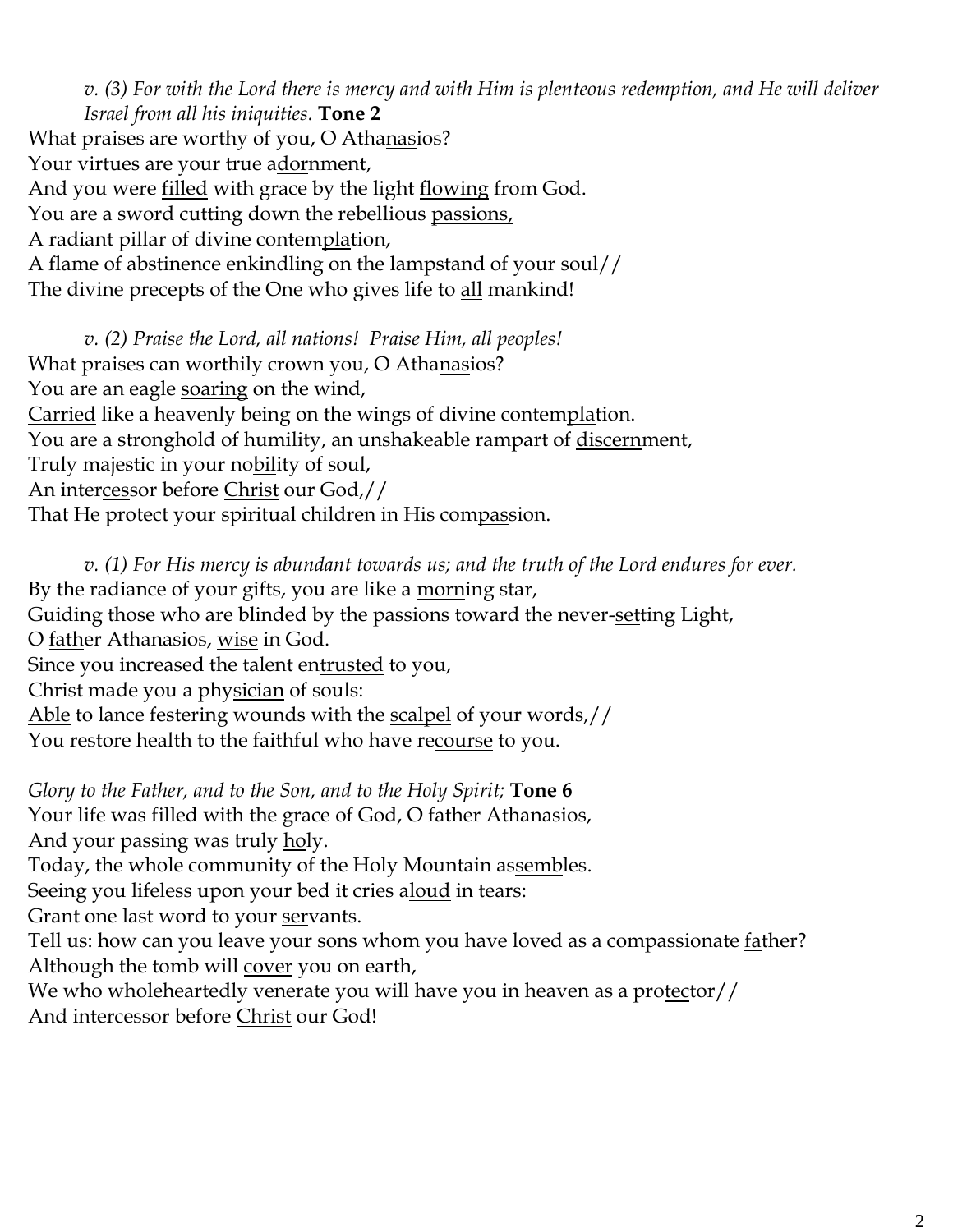*v. (3) For with the Lord there is mercy and with Him is plenteous redemption, and He will deliver Israel from all his iniquities.* **Tone 2**

What praises are worthy of you, O Athanasios?
Your virtues are your true adornment,
And you were filled with grace by the light flowing from God.
You are a sword cutting down the rebellious passions,
A radiant pillar of divine contemplation,
A flame of abstinence enkindling on the lampstand of your soul//
The divine precepts of the One who gives life to all mankind!

*v. (2) Praise the Lord, all nations! Praise Him, all peoples!*

What praises can worthily crown you, O Athanasios?
You are an eagle soaring on the wind,
Carried like a heavenly being on the wings of divine contemplation.
You are a stronghold of humility, an unshakeable rampart of discernment,
Truly majestic in your nobility of soul,
An intercessor before Christ our God,//
That He protect your spiritual children in His compassion.

*v. (1) For His mercy is abundant towards us; and the truth of the Lord endures for ever.*

By the radiance of your gifts, you are like a morning star,
Guiding those who are blinded by the passions toward the never-setting Light,
O father Athanasios, wise in God.
Since you increased the talent entrusted to you,
Christ made you a physician of souls:
Able to lance festering wounds with the scalpel of your words,//
You restore health to the faithful who have recourse to you.

*Glory to the Father, and to the Son, and to the Holy Spirit;* **Tone 6**

Your life was filled with the grace of God, O father Athanasios,
And your passing was truly holy.
Today, the whole community of the Holy Mountain assembles.
Seeing you lifeless upon your bed it cries aloud in tears:
Grant one last word to your servants.
Tell us: how can you leave your sons whom you have loved as a compassionate father?
Although the tomb will cover you on earth,
We who wholeheartedly venerate you will have you in heaven as a protector//
And intercessor before Christ our God!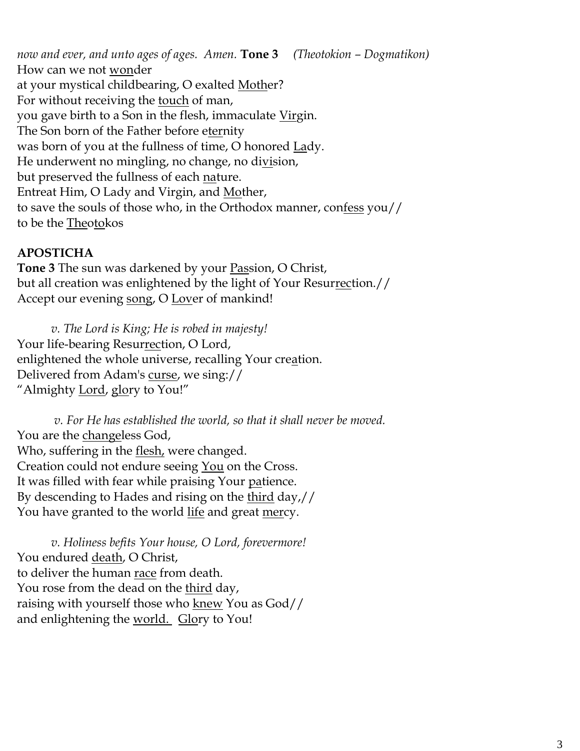*now and ever, and unto ages of ages. Amen.* **Tone 3** *(Theotokion – Dogmatikon)*
How can we not <u>won</u>der
at your mystical childbearing, O exalted <u>Moth</u>er?
For without receiving the <u>touch</u> of man,
you gave birth to a Son in the flesh, immaculate <u>Vir</u>gin.
The Son born of the Father before e<u>ter</u>nity
was born of you at the fullness of time, O honored <u>La</u>dy.
He underwent no mingling, no change, no di<u>vi</u>sion,
but preserved the fullness of each <u>na</u>ture.
Entreat Him, O Lady and Virgin, and <u>Mo</u>ther,
to save the souls of those who, in the Orthodox manner, con<u>fess</u> you//
to be the <u>The</u>o<u>to</u>kos

**APOSTICHA**

**Tone 3** The sun was darkened by your <u>Pas</u>sion, O Christ,
but all creation was enlightened by the light of Your Resur<u>rec</u>tion.//
Accept our evening <u>song</u>, O <u>Lov</u>er of mankind!

*v. The Lord is King; He is robed in majesty!*
Your life-bearing Resur<u>rec</u>tion, O Lord,
enlightened the whole universe, recalling Your cre<u>a</u>tion.
Delivered from Adam's <u>curse</u>, we sing://
"Almighty <u>Lord</u>, <u>glo</u>ry to You!"

*v. For He has established the world, so that it shall never be moved.*
You are the <u>change</u>less God,
Who, suffering in the <u>flesh,</u> were changed.
Creation could not endure seeing <u>You</u> on the Cross.
It was filled with fear while praising Your <u>pa</u>tience.
By descending to Hades and rising on the <u>third</u> day,//
You have granted to the world <u>life</u> and great <u>mer</u>cy.

*v. Holiness befits Your house, O Lord, forevermore!*
You endured <u>death</u>, O Christ,
to deliver the human <u>race</u> from death.
You rose from the dead on the <u>third</u> day,
raising with yourself those who <u>knew</u> You as God//
and enlightening the <u>world.</u> <u>Glo</u>ry to You!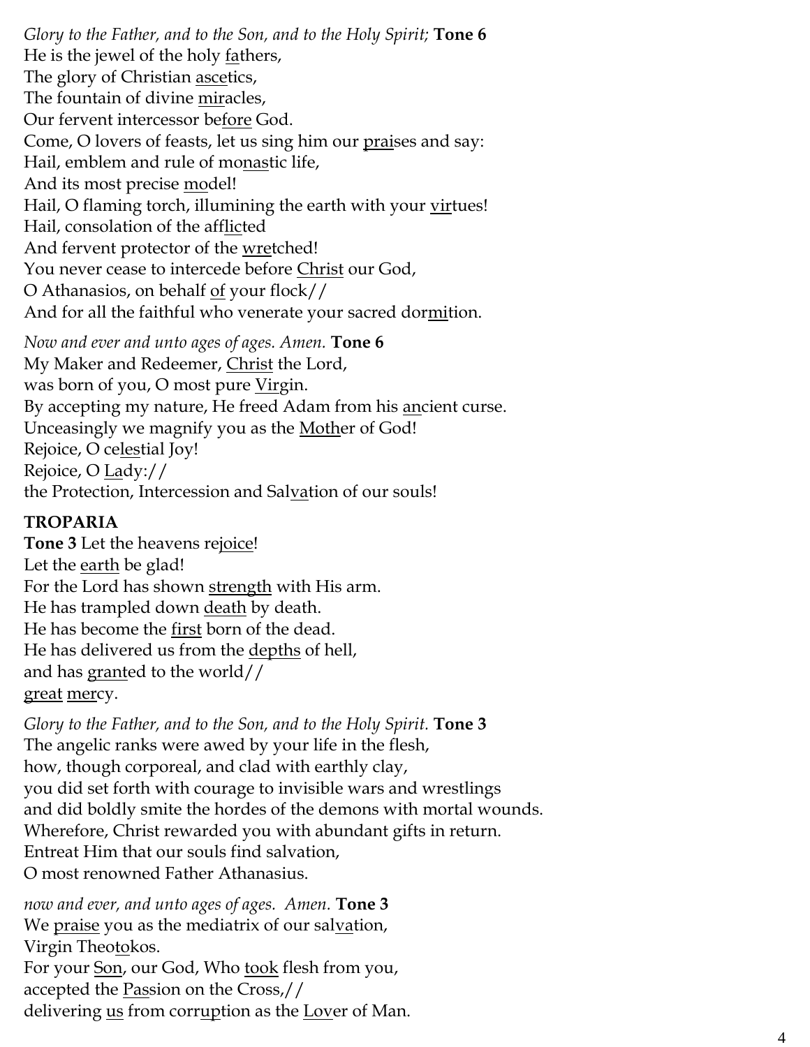*Glory to the Father, and to the Son, and to the Holy Spirit;* **Tone 6**
He is the jewel of the holy <u>fa</u>thers,
The glory of Christian <u>asce</u>tics,
The fountain of divine <u>mir</u>acles,
Our fervent intercessor be<u>fore</u> God.
Come, O lovers of feasts, let us sing him our <u>prai</u>ses and say:
Hail, emblem and rule of mo<u>nas</u>tic life,
And its most precise <u>mo</u>del!
Hail, O flaming torch, illumining the earth with your <u>vir</u>tues!
Hail, consolation of the aff<u>lic</u>ted
And fervent protector of the <u>wre</u>tched!
You never cease to intercede before <u>Christ</u> our God,
O Athanasios, on behalf <u>of</u> your flock//
And for all the faithful who venerate your sacred dor<u>mi</u>tion.

*Now and ever and unto ages of ages. Amen.* **Tone 6**
My Maker and Redeemer, <u>Christ</u> the Lord,
was born of you, O most pure <u>Vir</u>gin.
By accepting my nature, He freed Adam from his <u>an</u>cient curse.
Unceasingly we magnify you as the <u>Moth</u>er of God!
Rejoice, O ce<u>les</u>tial Joy!
Rejoice, O <u>La</u>dy://
the Protection, Intercession and Sal<u>va</u>tion of our souls!

**TROPARIA**

**Tone 3** Let the heavens re<u>joice</u>!
Let the <u>earth</u> be glad!
For the Lord has shown <u>strength</u> with His arm.
He has trampled down <u>death</u> by death.
He has become the <u>first</u> born of the dead.
He has delivered us from the <u>depths</u> of hell,
and has <u>grant</u>ed to the world//
<u>great</u> <u>mer</u>cy.

*Glory to the Father, and to the Son, and to the Holy Spirit.* **Tone 3**
The angelic ranks were awed by your life in the flesh,
how, though corporeal, and clad with earthly clay,
you did set forth with courage to invisible wars and wrestlings
and did boldly smite the hordes of the demons with mortal wounds.
Wherefore, Christ rewarded you with abundant gifts in return.
Entreat Him that our souls find salvation,
O most renowned Father Athanasius.

*now and ever, and unto ages of ages. Amen.* **Tone 3**
We <u>praise</u> you as the mediatrix of our sal<u>va</u>tion,
Virgin Theo<u>to</u>kos.
For your <u>Son</u>, our God, Who <u>took</u> flesh from you,
accepted the <u>Pas</u>sion on the Cross,//
delivering <u>us</u> from corr<u>up</u>tion as the <u>Lov</u>er of Man.